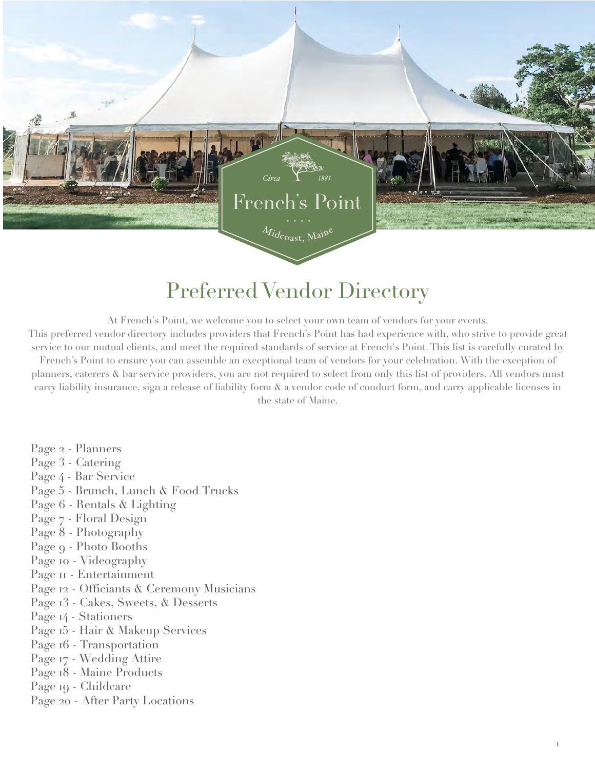Circa 1885

French's Point

Midcoast, Maine

# Preferred Vendor Directory

At French's Point, we welcome you to select your own team of vendors for your events.
This preferred vendor directory includes providers that French's Point has had experience with, who strive to provide great service to our mutual clients, and meet the required standards of service at French's Point. This list is carefully curated by French's Point to ensure you can assemble an exceptional team of vendors for your celebration. With the exception of planners, caterers & bar service providers, you are not required to select from only this list of providers. All vendors must carry liability insurance, sign a release of liability form & a vendor code of conduct form, and carry applicable licenses in the state of Maine.

Page 2 - Planners
Page 3 - Catering
Page 4 - Bar Service
Page 5 - Brunch, Lunch & Food Trucks
Page 6 - Rentals & Lighting
Page 7 - Floral Design
Page 8 - Photography
Page 9 - Photo Booths
Page 10 - Videography
Page 11 - Entertainment
Page 12 - Officiants & Ceremony Musicians
Page 13 - Cakes, Sweets, & Desserts
Page 14 - Stationers
Page 15 - Hair & Makeup Services
Page 16 - Transportation
Page 17 - Wedding Attire
Page 18 - Maine Products
Page 19 - Childcare
Page 20 - After Party Locations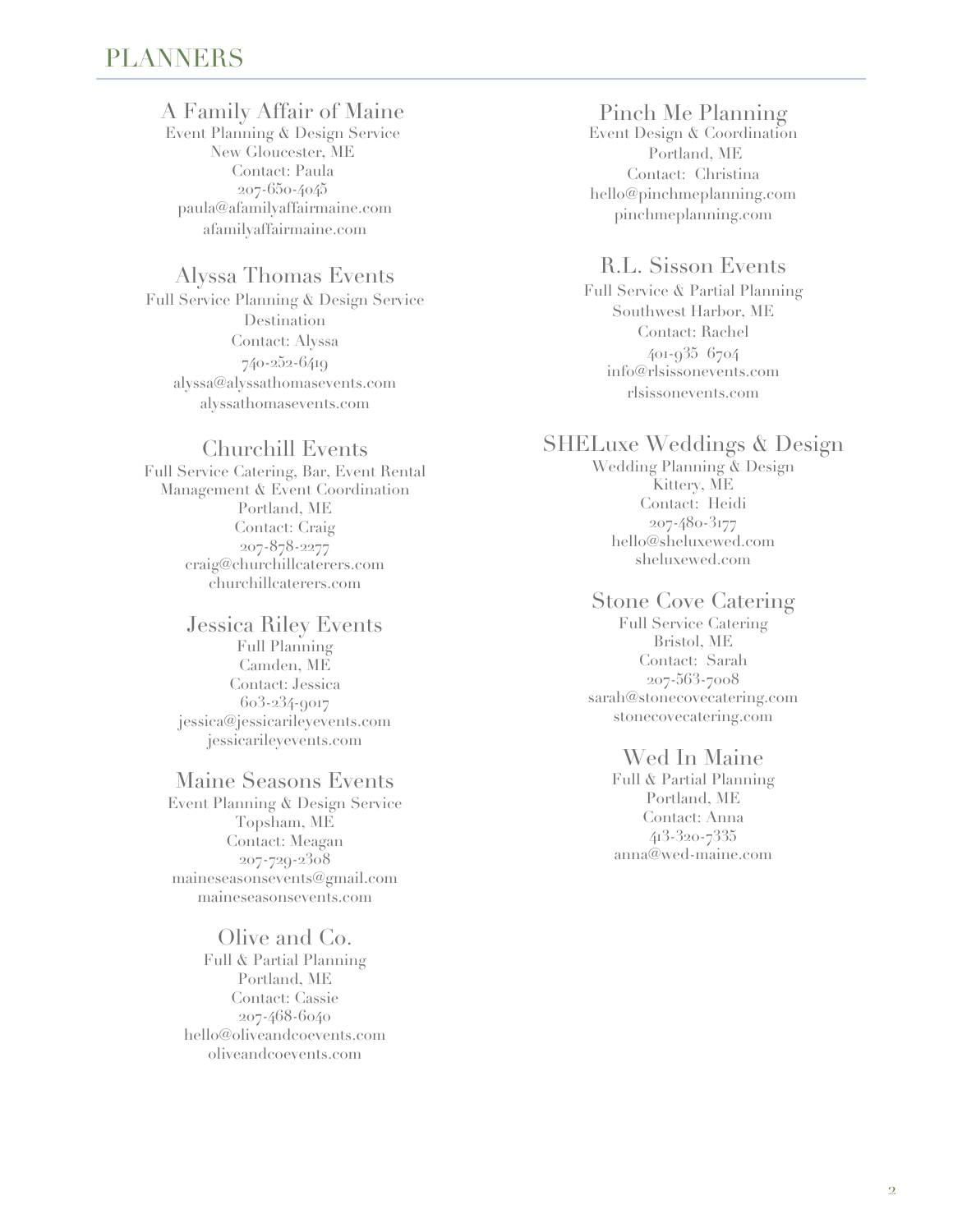# PLANNERS

### A Family Affair of Maine

Event Planning & Design Service
New Gloucester, ME
Contact: Paula
207-650-4045
paula@afamilyaffairmaine.com
afamilyaffairmaine.com

### Alyssa Thomas Events

Full Service Planning & Design Service
Destination
Contact: Alyssa
740-252-6419
alyssa@alyssathomasevents.com
alyssathomasevents.com

### Churchill Events

Full Service Catering, Bar, Event Rental Management & Event Coordination
Portland, ME
Contact: Craig
207-878-2277
craig@churchillcaterers.com
churchillcaterers.com

### Jessica Riley Events

Full Planning
Camden, ME
Contact: Jessica
603-234-9017
jessica@jessicarileyevents.com
jessicarileyevents.com

### Maine Seasons Events

Event Planning & Design Service
Topsham, ME
Contact: Meagan
207-729-2308
maineseasonsevents@gmail.com
maineseasonsevents.com

### Olive and Co.

Full & Partial Planning
Portland, ME
Contact: Cassie
207-468-6040
hello@oliveandcoevents.com
oliveandcoevents.com

### Pinch Me Planning

Event Design & Coordination
Portland, ME
Contact: Christina
hello@pinchmeplanning.com
pinchmeplanning.com

### R.L. Sisson Events

Full Service & Partial Planning
Southwest Harbor, ME
Contact: Rachel
401-935 6704
info@rlsissonevents.com
rlsissonevents.com

### SHELuxe Weddings & Design

Wedding Planning & Design
Kittery, ME
Contact: Heidi
207-480-3177
hello@sheluxewed.com
sheluxewed.com

### Stone Cove Catering

Full Service Catering
Bristol, ME
Contact: Sarah
207-563-7008
sarah@stonecovecatering.com
stonecovecatering.com

### Wed In Maine

Full & Partial Planning
Portland, ME
Contact: Anna
413-320-7335
anna@wed-maine.com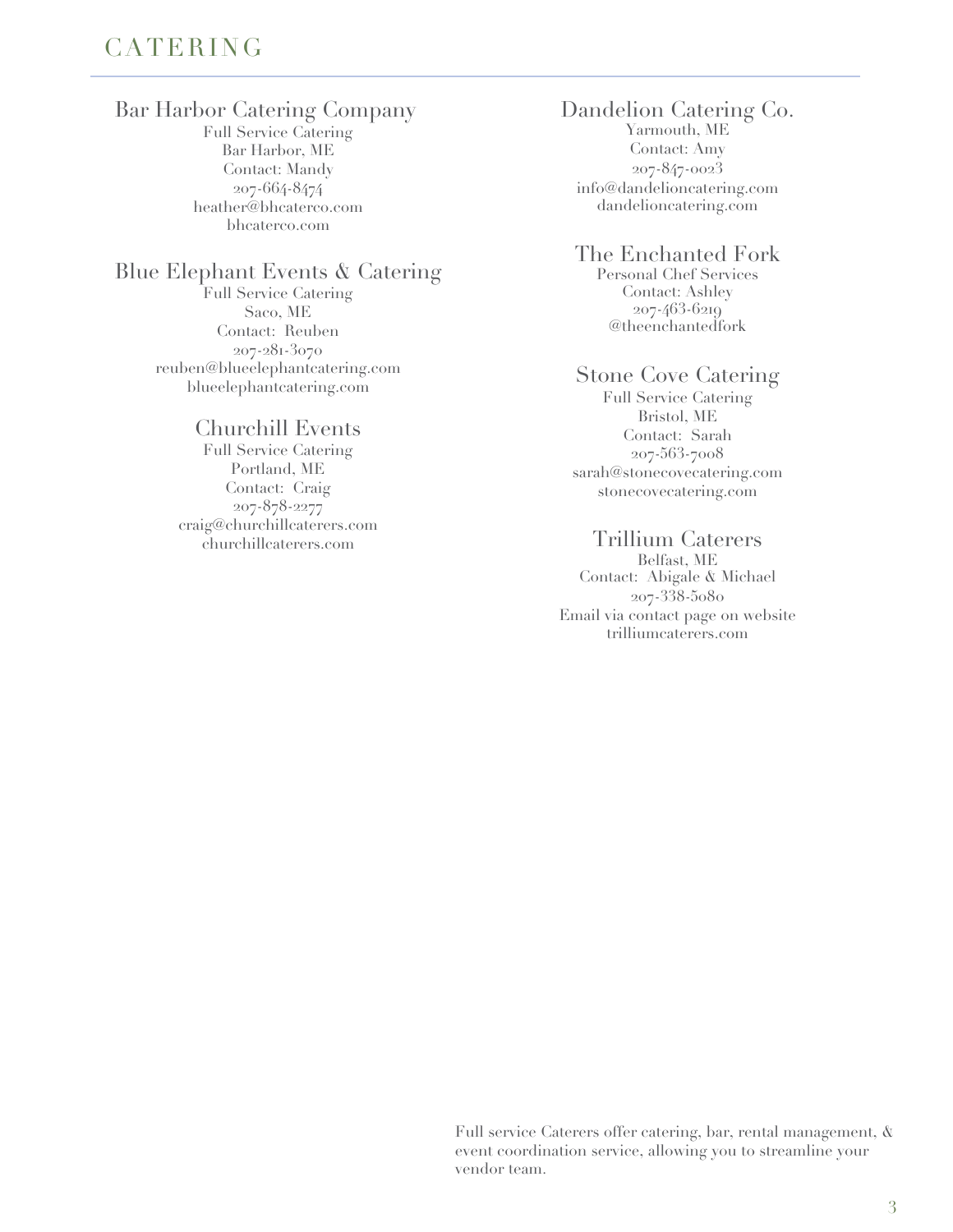# CATERING

## Bar Harbor Catering Company

Full Service Catering
Bar Harbor, ME
Contact: Mandy
207-664-8474
heather@bhcaterco.com
bhcaterco.com

## Blue Elephant Events & Catering

Full Service Catering
Saco, ME
Contact: Reuben
207-281-3070
reuben@blueelephantcatering.com
blueelephantcatering.com

## Churchill Events

Full Service Catering
Portland, ME
Contact: Craig
207-878-2277
craig@churchillcaterers.com
churchillcaterers.com

## Dandelion Catering Co.

Yarmouth, ME
Contact: Amy
207-847-0023
info@dandelioncatering.com
dandelioncatering.com

## The Enchanted Fork

Personal Chef Services
Contact: Ashley
207-463-6219
@theenchantedfork

## Stone Cove Catering

Full Service Catering
Bristol, ME
Contact: Sarah
207-563-7008
sarah@stonecovecatering.com
stonecovecatering.com

## Trillium Caterers

Belfast, ME
Contact: Abigale & Michael
207-338-5080
Email via contact page on website
trilliumcaterers.com

Full service Caterers offer catering, bar, rental management, & event coordination service, allowing you to streamline your vendor team.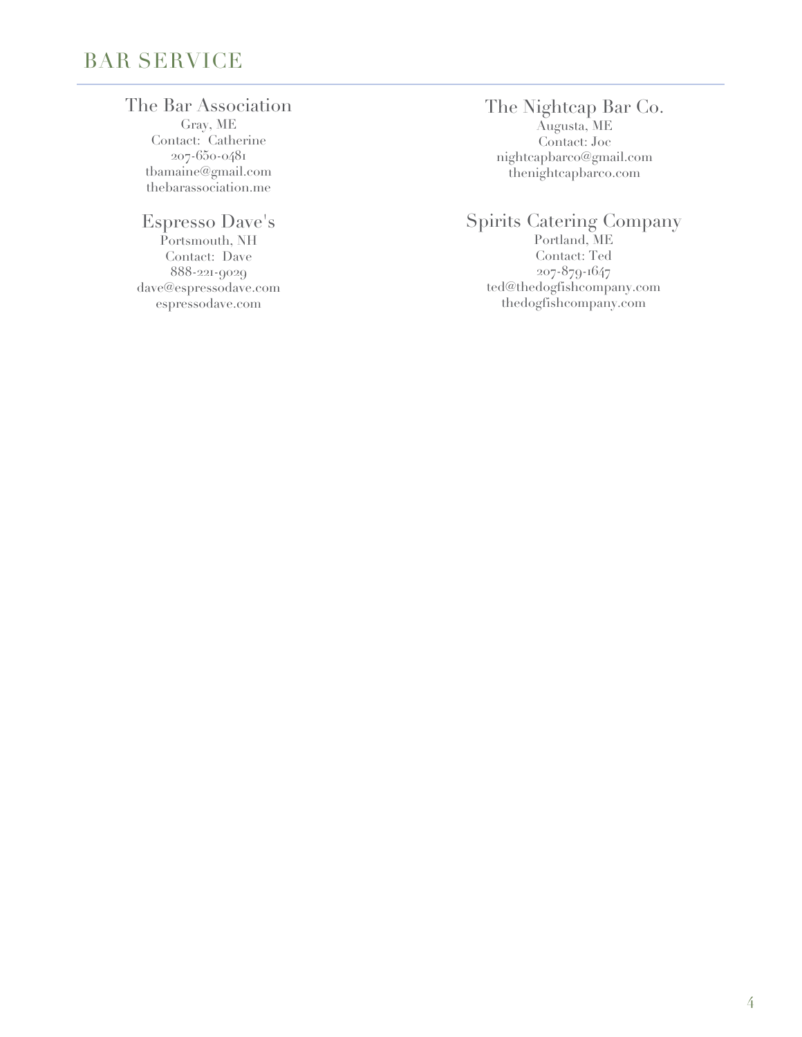# BAR SERVICE

### The Bar Association

Gray, ME
Contact: Catherine
207-650-0481
tbamaine@gmail.com
thebarassociation.me

### Espresso Dave's

Portsmouth, NH
Contact: Dave
888-221-9029
dave@espressodave.com
espressodave.com

### The Nightcap Bar Co.

Augusta, ME
Contact: Joe
nightcapbarco@gmail.com
thenightcapbarco.com

### Spirits Catering Company

Portland, ME
Contact: Ted
207-879-1647
ted@thedogfishcompany.com
thedogfishcompany.com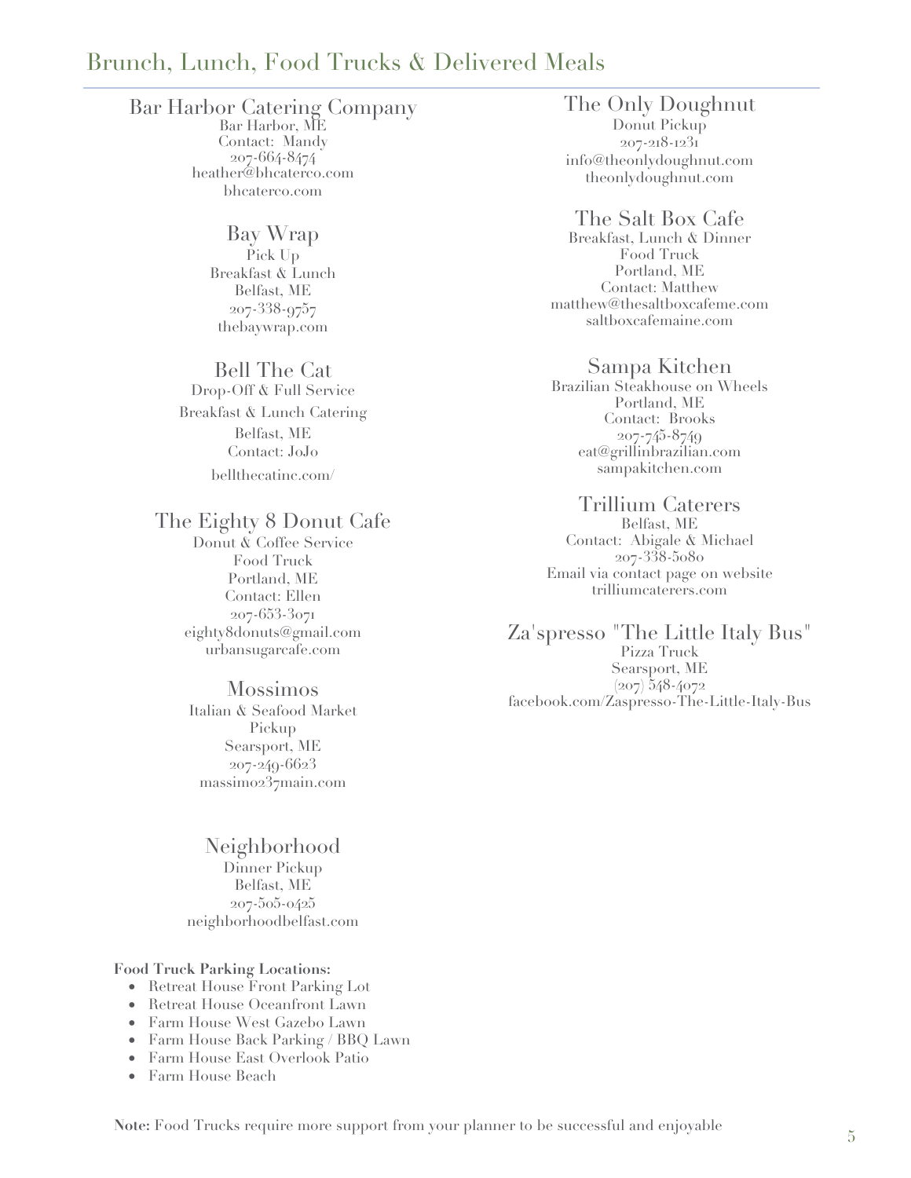## Brunch, Lunch, Food Trucks & Delivered Meals

### Bar Harbor Catering Company
Bar Harbor, ME
Contact: Mandy
207-664-8474
heather@bhcaterco.com
bhcaterco.com

### Bay Wrap
Pick Up
Breakfast & Lunch
Belfast, ME
207-338-9757
thebaywrap.com

### Bell The Cat
Drop-Off & Full Service
Breakfast & Lunch Catering
Belfast, ME
Contact: JoJo
bellthecatinc.com/

### The Eighty 8 Donut Cafe
Donut & Coffee Service
Food Truck
Portland, ME
Contact: Ellen
207-653-3071
eighty8donuts@gmail.com
urbansugarcafe.com

### Mossimos
Italian & Seafood Market
Pickup
Searsport, ME
207-249-6623
massimo237main.com

### Neighborhood
Dinner Pickup
Belfast, ME
207-505-0425
neighborhoodbelfast.com

**Food Truck Parking Locations:**

- Retreat House Front Parking Lot
- Retreat House Oceanfront Lawn
- Farm House West Gazebo Lawn
- Farm House Back Parking / BBQ Lawn
- Farm House East Overlook Patio
- Farm House Beach

### The Only Doughnut
Donut Pickup
207-218-1231
info@theonlydoughnut.com
theonlydoughnut.com

### The Salt Box Cafe
Breakfast, Lunch & Dinner
Food Truck
Portland, ME
Contact: Matthew
matthew@thesaltboxcafeme.com
saltboxcafemaine.com

### Sampa Kitchen
Brazilian Steakhouse on Wheels
Portland, ME
Contact: Brooks
207-745-8749
eat@grillinbrazilian.com
sampakitchen.com

### Trillium Caterers
Belfast, ME
Contact: Abigale & Michael
207-338-5080
Email via contact page on website
trilliumcaterers.com

### Za'spresso "The Little Italy Bus"
Pizza Truck
Searsport, ME
(207) 548-4072
facebook.com/Zaspresso-The-Little-Italy-Bus

**Note:** Food Trucks require more support from your planner to be successful and enjoyable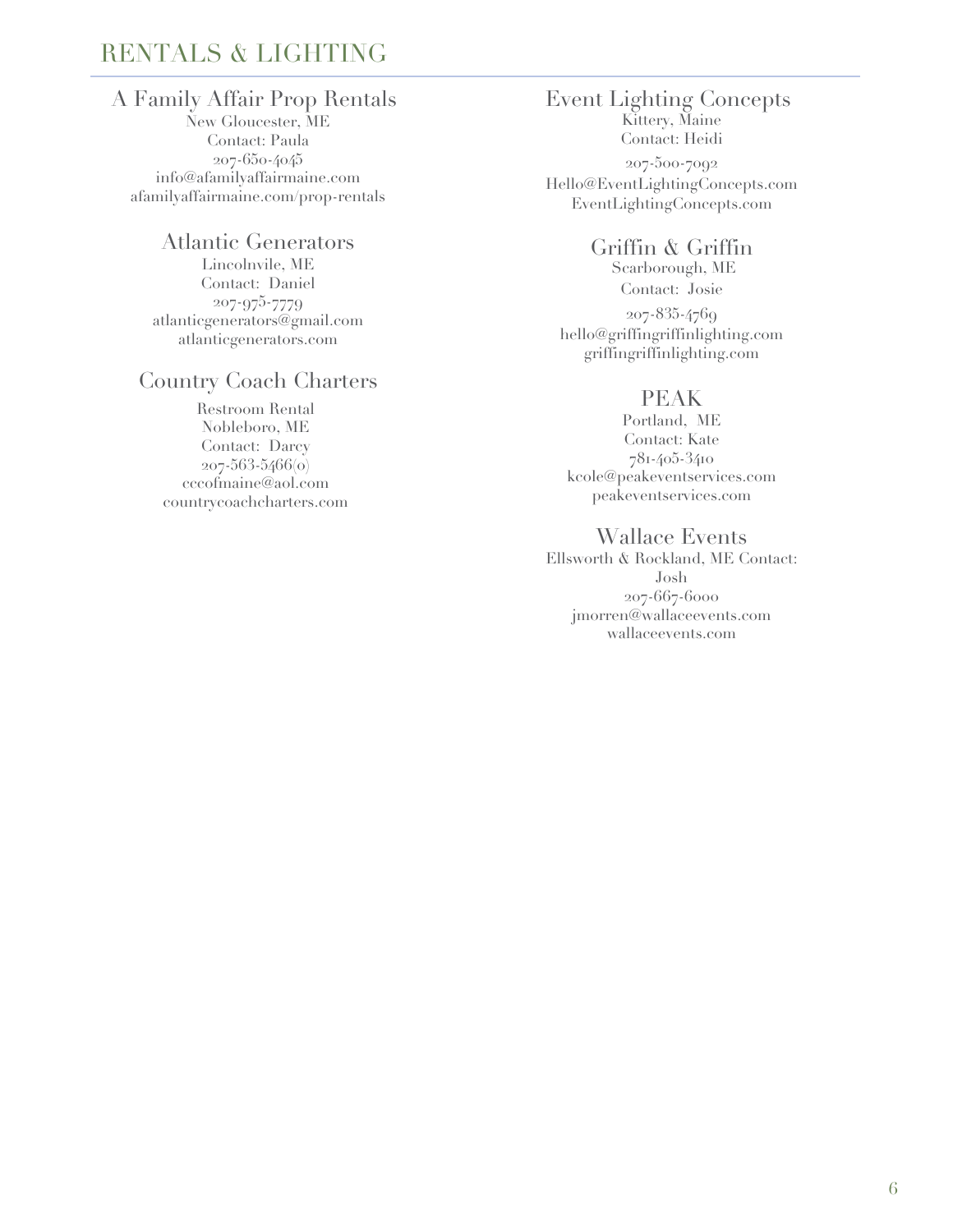# RENTALS & LIGHTING

### A Family Affair Prop Rentals
New Gloucester, ME
Contact: Paula
207-650-4045
info@afamilyaffairmaine.com
afamilyaffairmaine.com/prop-rentals

### Atlantic Generators
Lincolnvile, ME
Contact: Daniel
207-975-7779
atlanticgenerators@gmail.com
atlanticgenerators.com

### Country Coach Charters
Restroom Rental
Nobleboro, ME
Contact: Darcy
207-563-5466(o)
cccofmaine@aol.com
countrycoachcharters.com

### Event Lighting Concepts
Kittery, Maine
Contact: Heidi
207-500-7092
Hello@EventLightingConcepts.com
EventLightingConcepts.com

### Griffin & Griffin
Scarborough, ME
Contact: Josie
207-835-4769
hello@griffingriffinlighting.com
griffingriffinlighting.com

### PEAK
Portland, ME
Contact: Kate
781-405-3410
kcole@peakeventservices.com
peakeventservices.com

### Wallace Events
Ellsworth & Rockland, ME Contact:
Josh
207-667-6000
jmorren@wallaceevents.com
wallaceevents.com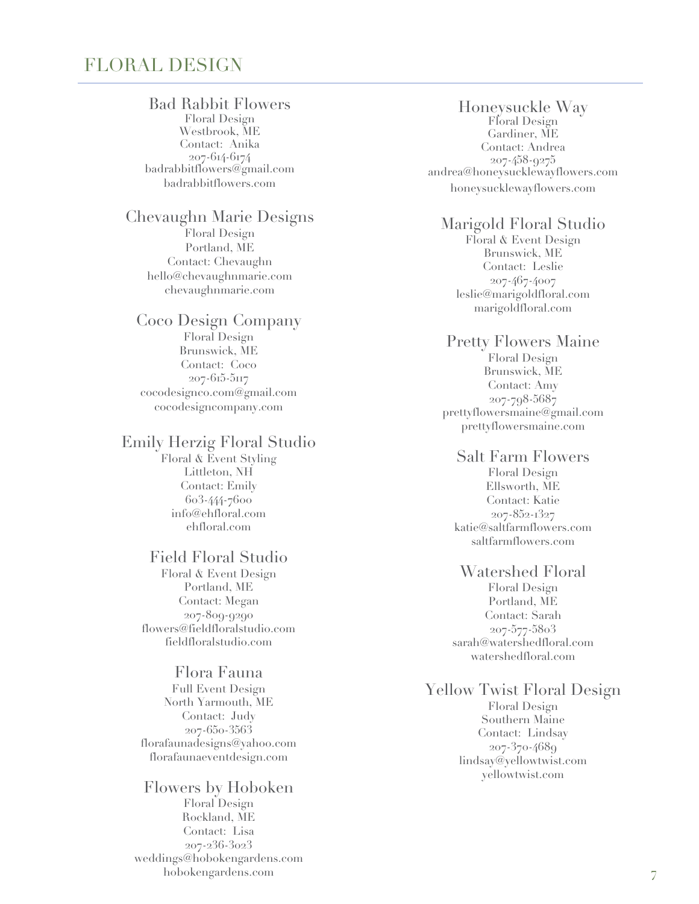# FLORAL DESIGN

### Bad Rabbit Flowers
Floral Design
Westbrook, ME
Contact: Anika
207-614-6174
badrabbitflowers@gmail.com
badrabbitflowers.com

### Chevaughn Marie Designs
Floral Design
Portland, ME
Contact: Chevaughn
hello@chevaughnmarie.com
chevaughnmarie.com

### Coco Design Company
Floral Design
Brunswick, ME
Contact: Coco
207-615-5117
cocodesignco.com@gmail.com
cocodesigncompany.com

### Emily Herzig Floral Studio
Floral & Event Styling
Littleton, NH
Contact: Emily
603-444-7600
info@ehfloral.com
ehfloral.com

### Field Floral Studio
Floral & Event Design
Portland, ME
Contact: Megan
207-809-9290
flowers@fieldfloralstudio.com
fieldfloralstudio.com

### Flora Fauna
Full Event Design
North Yarmouth, ME
Contact: Judy
207-650-3563
florafaunadesigns@yahoo.com
florafaunaeventdesign.com

### Flowers by Hoboken
Floral Design
Rockland, ME
Contact: Lisa
207-236-3023
weddings@hobokengardens.com
hobokengardens.com

### Honeysuckle Way
Floral Design
Gardiner, ME
Contact: Andrea
207-458-9275
andrea@honeysucklewayflowers.com
honeysucklewayflowers.com

### Marigold Floral Studio
Floral & Event Design
Brunswick, ME
Contact: Leslie
207-467-4007
leslie@marigoldfloral.com
marigoldfloral.com

### Pretty Flowers Maine
Floral Design
Brunswick, ME
Contact: Amy
207-798-5687
prettyflowersmaine@gmail.com
prettyflowersmaine.com

### Salt Farm Flowers
Floral Design
Ellsworth, ME
Contact: Katie
207-852-1327
katie@saltfarmflowers.com
saltfarmflowers.com

### Watershed Floral
Floral Design
Portland, ME
Contact: Sarah
207-577-5803
sarah@watershedfloral.com
watershedfloral.com

### Yellow Twist Floral Design
Floral Design
Southern Maine
Contact: Lindsay
207-370-4689
lindsay@yellowtwist.com
yellowtwist.com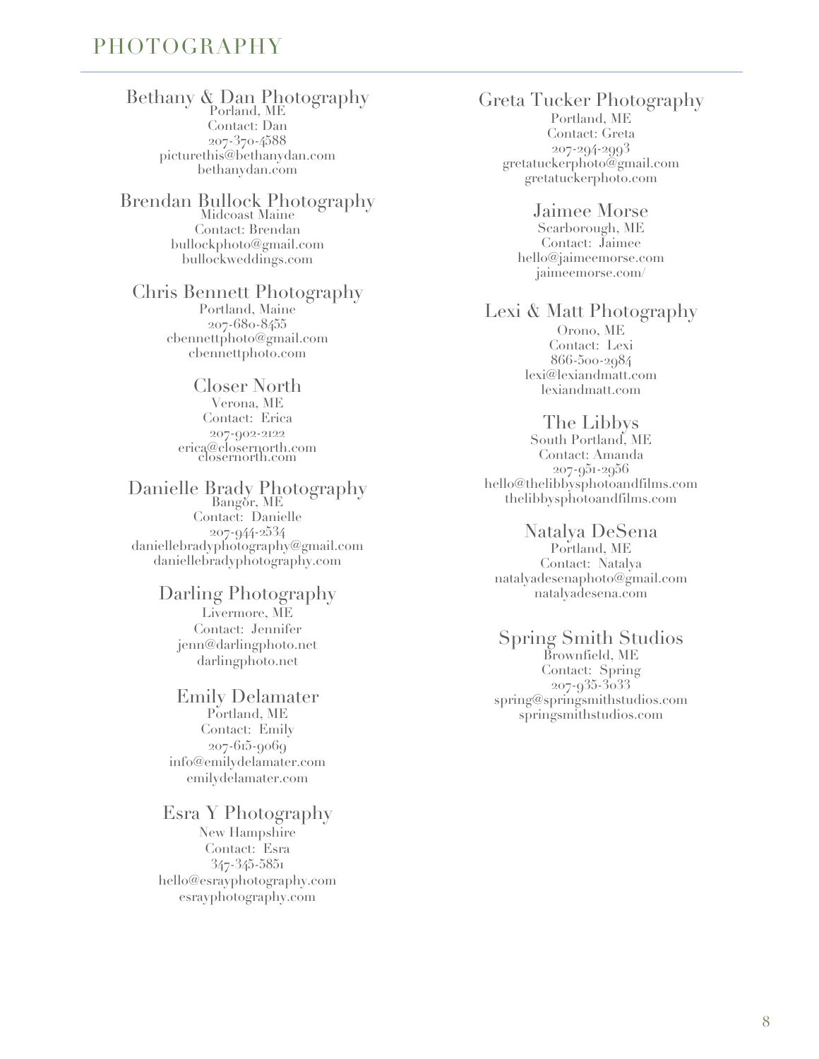# PHOTOGRAPHY

### Bethany & Dan Photography
Porland, ME
Contact: Dan
207-370-4588
picturethis@bethanydan.com
bethanydan.com

### Brendan Bullock Photography
Midcoast Maine
Contact: Brendan
bullockphoto@gmail.com
bullockweddings.com

### Chris Bennett Photography
Portland, Maine
207-680-8455
cbennettphoto@gmail.com
cbennettphoto.com

### Closer North
Verona, ME
Contact: Erica
207-902-2122
erica@closernorth.com
closernorth.com

### Danielle Brady Photography
Bangor, ME
Contact: Danielle
207-944-2534
daniellebradyphotography@gmail.com
daniellebradyphotography.com

### Darling Photography
Livermore, ME
Contact: Jennifer
jenn@darlingphoto.net
darlingphoto.net

### Emily Delamater
Portland, ME
Contact: Emily
207-615-9069
info@emilydelamater.com
emilydelamater.com

### Esra Y Photography
New Hampshire
Contact: Esra
347-345-5851
hello@esrayphotography.com
esrayphotography.com

### Greta Tucker Photography
Portland, ME
Contact: Greta
207-294-2993
gretatuckerphoto@gmail.com
gretatuckerphoto.com

### Jaimee Morse
Scarborough, ME
Contact: Jaimee
hello@jaimeemorse.com
jaimeemorse.com/

### Lexi & Matt Photography
Orono, ME
Contact: Lexi
866-500-2984
lexi@lexiandmatt.com
lexiandmatt.com

### The Libbys
South Portland, ME
Contact: Amanda
207-951-2956
hello@thelibbysphotoandfilms.com
thelibbysphotoandfilms.com

### Natalya DeSena
Portland, ME
Contact: Natalya
natalyadesenaphoto@gmail.com
natalyadesena.com

### Spring Smith Studios
Brownfield, ME
Contact: Spring
207-935-3033
spring@springsmithstudios.com
springsmithstudios.com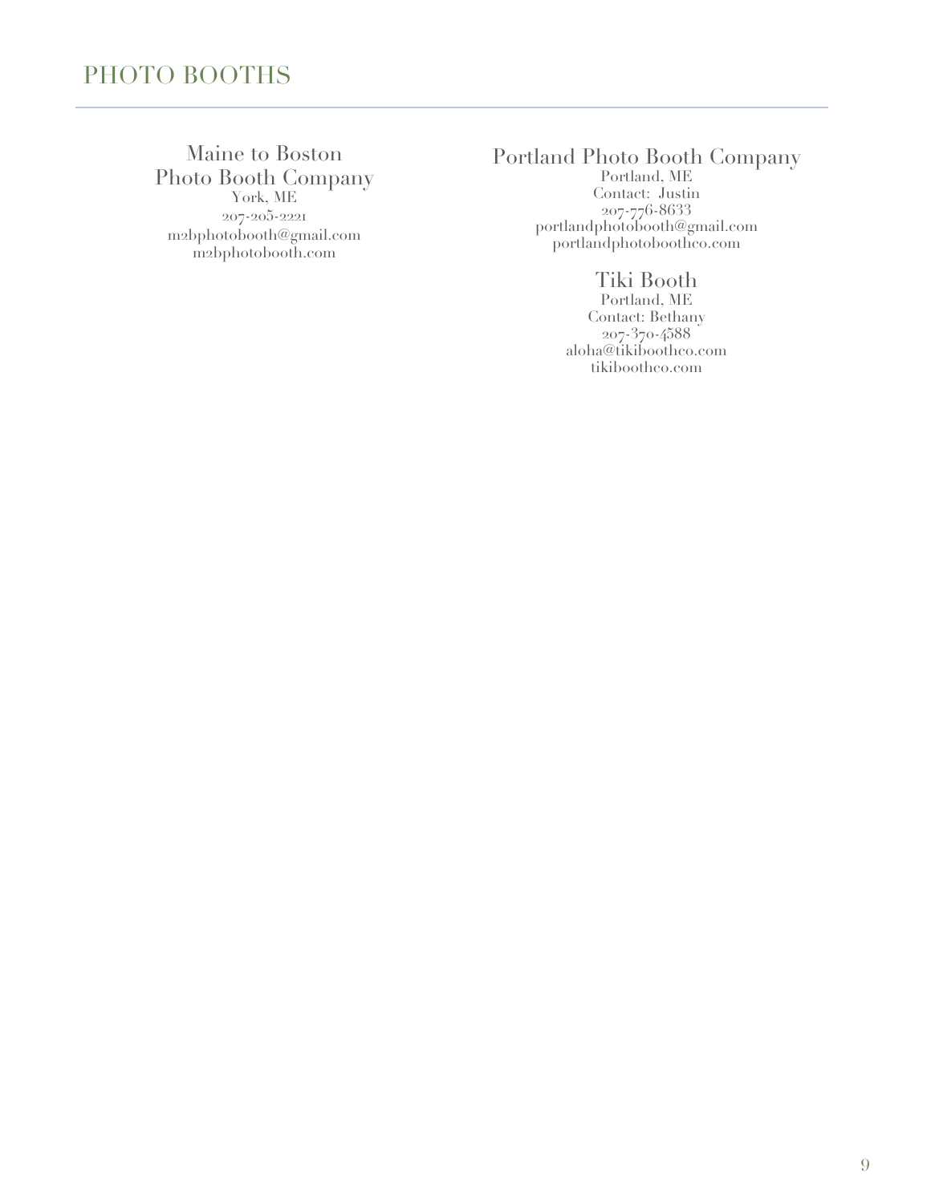# PHOTO BOOTHS

### Maine to Boston Photo Booth Company

York, ME
207-205-2221
m2bphotobooth@gmail.com
m2bphotobooth.com

### Portland Photo Booth Company

Portland, ME
Contact: Justin
207-776-8633
portlandphotobooth@gmail.com
portlandphotoboothco.com

### Tiki Booth

Portland, ME
Contact: Bethany
207-370-4588
aloha@tikiboothco.com
tikiboothco.com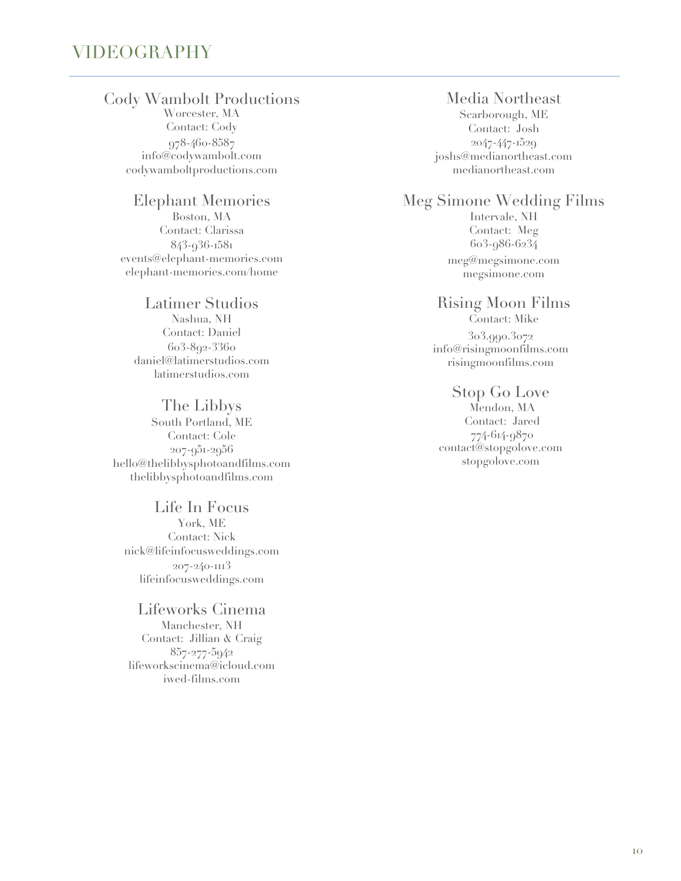# VIDEOGRAPHY

## Cody Wambolt Productions

Worcester, MA
Contact: Cody
978-460-8587
info@codywambolt.com
codywamboltproductions.com

## Elephant Memories

Boston, MA
Contact: Clarissa
843-936-1581
events@elephant-memories.com
elephant-memories.com/home

## Latimer Studios

Nashua, NH
Contact: Daniel
603-892-3360
daniel@latimerstudios.com
latimerstudios.com

## The Libbys

South Portland, ME
Contact: Cole
207-951-2956
hello@thelibbysphotoandfilms.com
thelibbysphotoandfilms.com

## Life In Focus

York, ME
Contact: Nick
nick@lifeinfocusweddings.com
207-240-1113
lifeinfocusweddings.com

## Lifeworks Cinema

Manchester, NH
Contact: Jillian & Craig
857-277-5942
lifeworkscinema@icloud.com
iwed-films.com

## Media Northeast

Scarborough, ME
Contact: Josh
2047-447-1529
joshs@medianortheast.com
medianortheast.com

## Meg Simone Wedding Films

Intervale, NH
Contact: Meg
603-986-6234
meg@megsimone.com
megsimone.com

## Rising Moon Films

Contact: Mike
303.990.3072
info@risingmoonfilms.com
risingmoonfilms.com

## Stop Go Love

Mendon, MA
Contact: Jared
774-614-9870
contact@stopgolove.com
stopgolove.com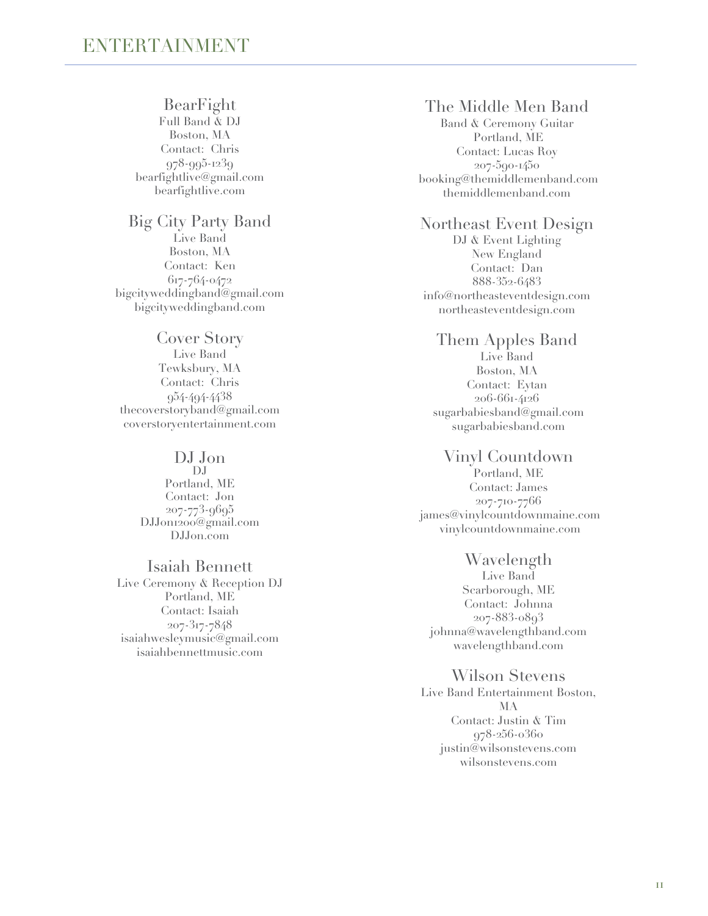# ENTERTAINMENT

### BearFight
Full Band & DJ
Boston, MA
Contact: Chris
978-995-1239
bearfightlive@gmail.com
bearfightlive.com

### Big City Party Band
Live Band
Boston, MA
Contact: Ken
617-764-0472
bigcityweddingband@gmail.com
bigcityweddingband.com

### Cover Story
Live Band
Tewksbury, MA
Contact: Chris
954-494-4438
thecoverstoryband@gmail.com
coverstoryentertainment.com

### DJ Jon
DJ
Portland, ME
Contact: Jon
207-773-9695
DJJon1200@gmail.com
DJJon.com

### Isaiah Bennett
Live Ceremony & Reception DJ
Portland, ME
Contact: Isaiah
207-317-7848
isaiahwesleymusic@gmail.com
isaiahbennettmusic.com

### The Middle Men Band
Band & Ceremony Guitar
Portland, ME
Contact: Lucas Roy
207-590-1450
booking@themiddlemenband.com
themiddlemenband.com

### Northeast Event Design
DJ & Event Lighting
New England
Contact: Dan
888-352-6483
info@northeasteventdesign.com
northeasteventdesign.com

### Them Apples Band
Live Band
Boston, MA
Contact: Eytan
206-661-4126
sugarbabiesband@gmail.com
sugarbabiesband.com

### Vinyl Countdown
Portland, ME
Contact: James
207-710-7766
james@vinylcountdownmaine.com
vinylcountdownmaine.com

### Wavelength
Live Band
Scarborough, ME
Contact: Johnna
207-883-0893
johnna@wavelengthband.com
wavelengthband.com

### Wilson Stevens
Live Band Entertainment Boston, MA
Contact: Justin & Tim
978-256-0360
justin@wilsonstevens.com
wilsonstevens.com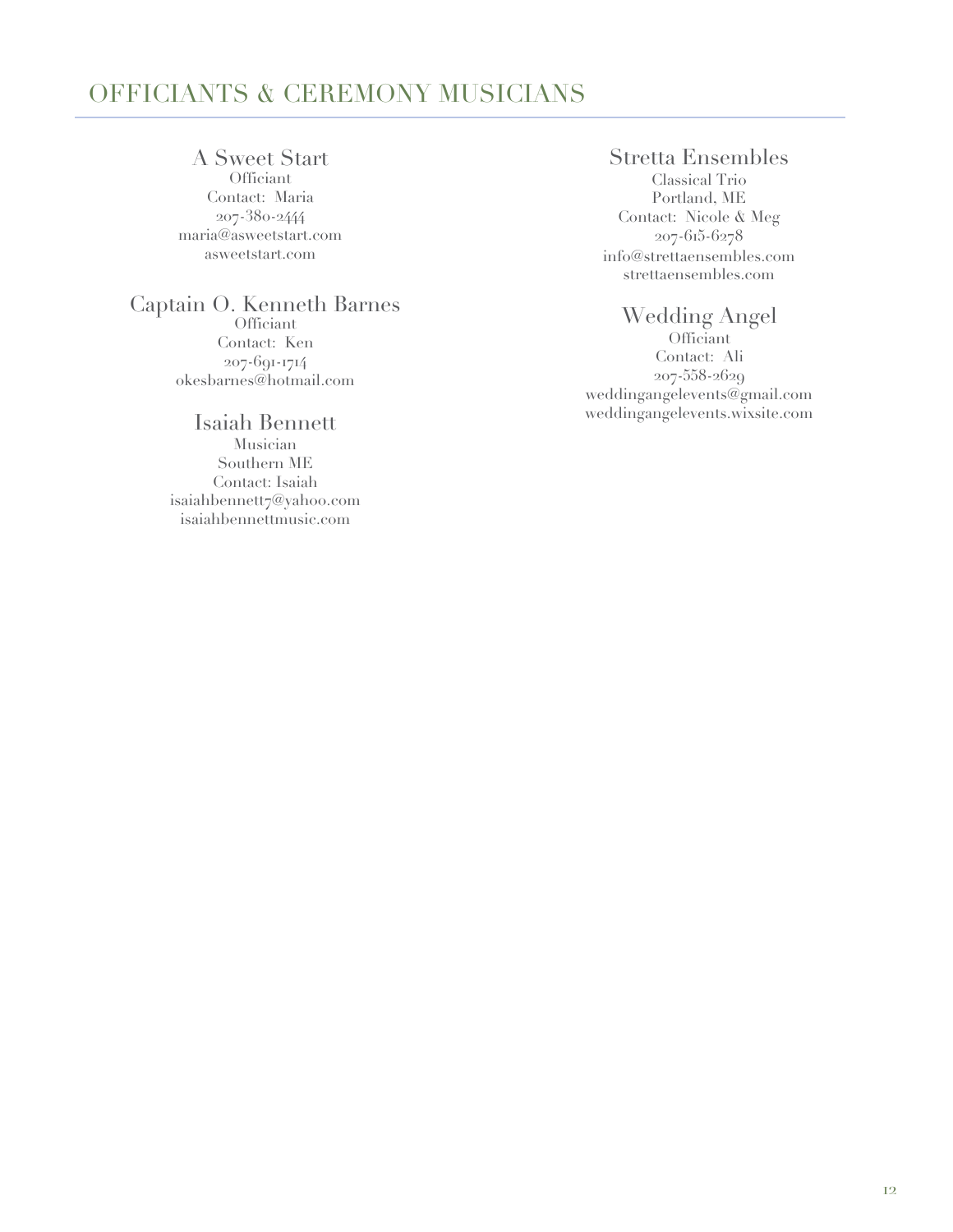# OFFICIANTS & CEREMONY MUSICIANS

### A Sweet Start

Officiant
Contact: Maria
207-380-2444
maria@asweetstart.com
asweetstart.com

### Captain O. Kenneth Barnes

Officiant
Contact: Ken
207-691-1714
okesbarnes@hotmail.com

### Isaiah Bennett

Musician
Southern ME
Contact: Isaiah
isaiahbennett7@yahoo.com
isaiahbennettmusic.com

### Stretta Ensembles

Classical Trio
Portland, ME
Contact: Nicole & Meg
207-615-6278
info@strettaensembles.com
strettaensembles.com

### Wedding Angel

Officiant
Contact: Ali
207-558-2629
weddingangelevents@gmail.com
weddingangelevents.wixsite.com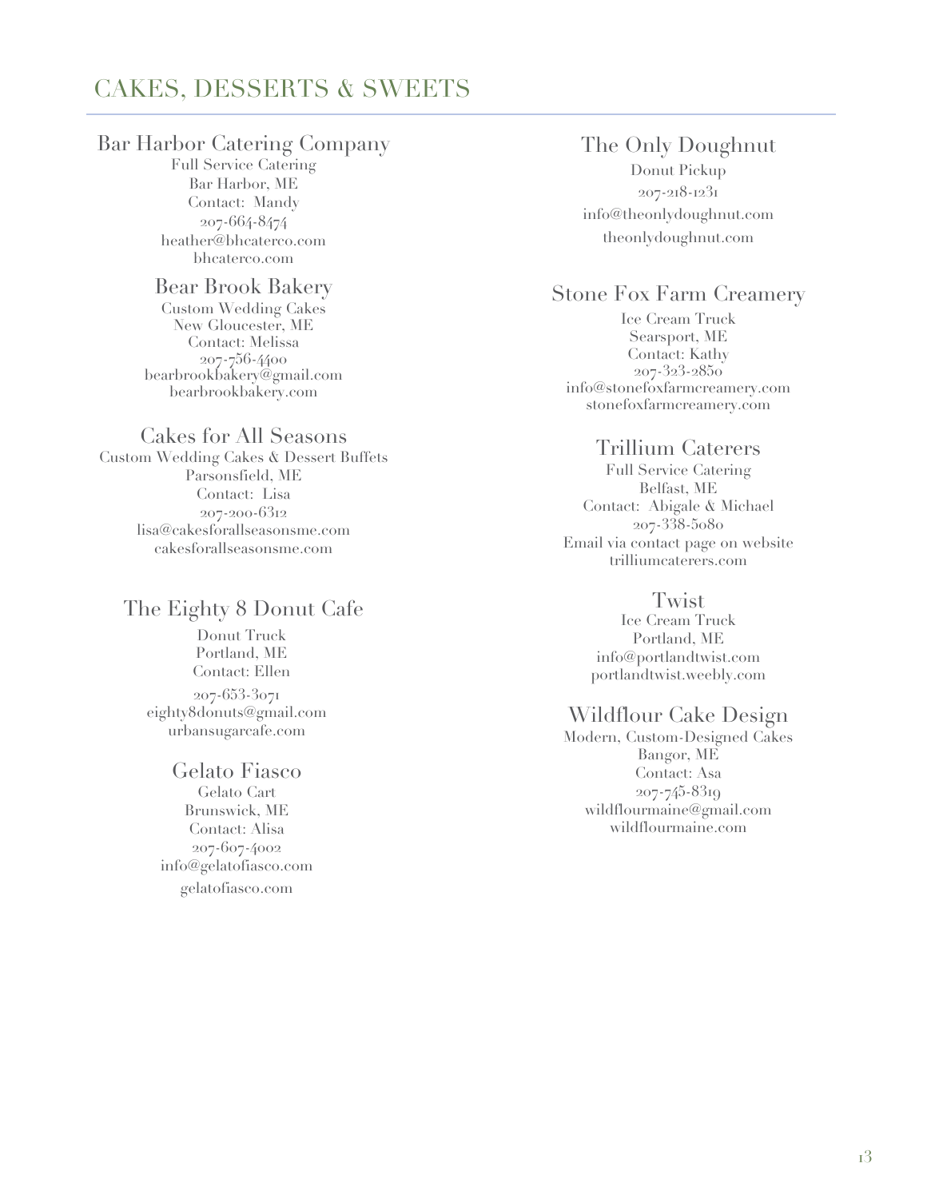# CAKES, DESSERTS & SWEETS

### Bar Harbor Catering Company

Full Service Catering
Bar Harbor, ME
Contact: Mandy
207-664-8474
heather@bhcaterco.com
bhcaterco.com

### Bear Brook Bakery

Custom Wedding Cakes
New Gloucester, ME
Contact: Melissa
207-756-4400
bearbrookbakery@gmail.com
bearbrookbakery.com

### Cakes for All Seasons

Custom Wedding Cakes & Dessert Buffets
Parsonsfield, ME
Contact: Lisa
207-200-6312
lisa@cakesforallseasonsme.com
cakesforallseasonsme.com

### The Eighty 8 Donut Cafe

Donut Truck
Portland, ME
Contact: Ellen
207-653-3071
eighty8donuts@gmail.com
urbansugarcafe.com

### Gelato Fiasco

Gelato Cart
Brunswick, ME
Contact: Alisa
207-607-4002
info@gelatofiasco.com
gelatofiasco.com

### The Only Doughnut

Donut Pickup
207-218-1231
info@theonlydoughnut.com
theonlydoughnut.com

### Stone Fox Farm Creamery

Ice Cream Truck
Searsport, ME
Contact: Kathy
207-323-2850
info@stonefoxfarmcreamery.com
stonefoxfarmcreamery.com

### Trillium Caterers

Full Service Catering
Belfast, ME
Contact: Abigale & Michael
207-338-5080
Email via contact page on website
trilliumcaterers.com

### Twist

Ice Cream Truck
Portland, ME
info@portlandtwist.com
portlandtwist.weebly.com

### Wildflour Cake Design

Modern, Custom-Designed Cakes
Bangor, ME
Contact: Asa
207-745-8319
wildflourmaine@gmail.com
wildflourmaine.com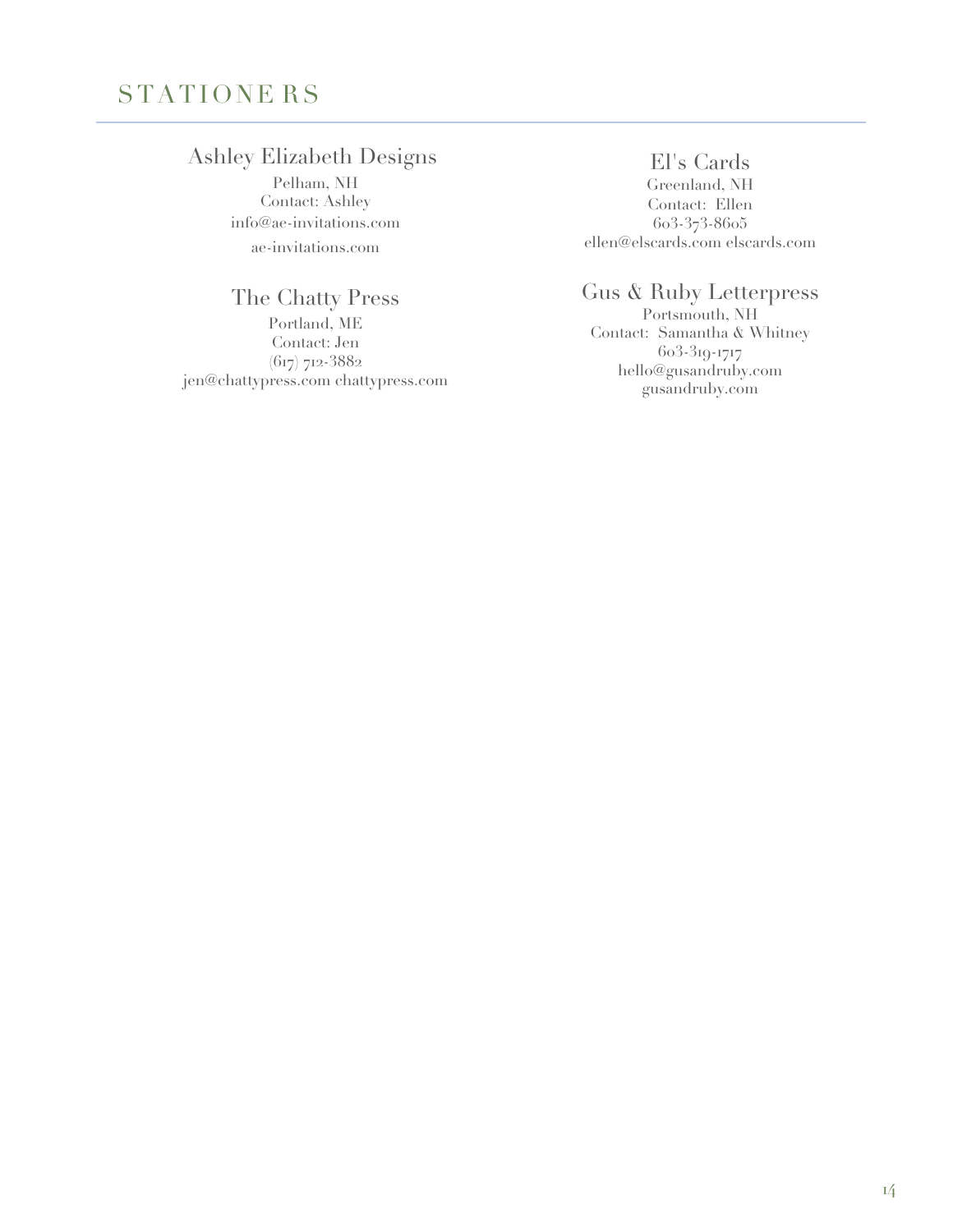# STATIONERS

## Ashley Elizabeth Designs

Pelham, NH
Contact: Ashley
info@ae-invitations.com
ae-invitations.com

## The Chatty Press

Portland, ME
Contact: Jen
(617) 712-3882
jen@chattypress.com chattypress.com

## El's Cards

Greenland, NH
Contact: Ellen
603-373-8605
ellen@elscards.com elscards.com

## Gus & Ruby Letterpress

Portsmouth, NH
Contact: Samantha & Whitney
603-319-1717
hello@gusandruby.com
gusandruby.com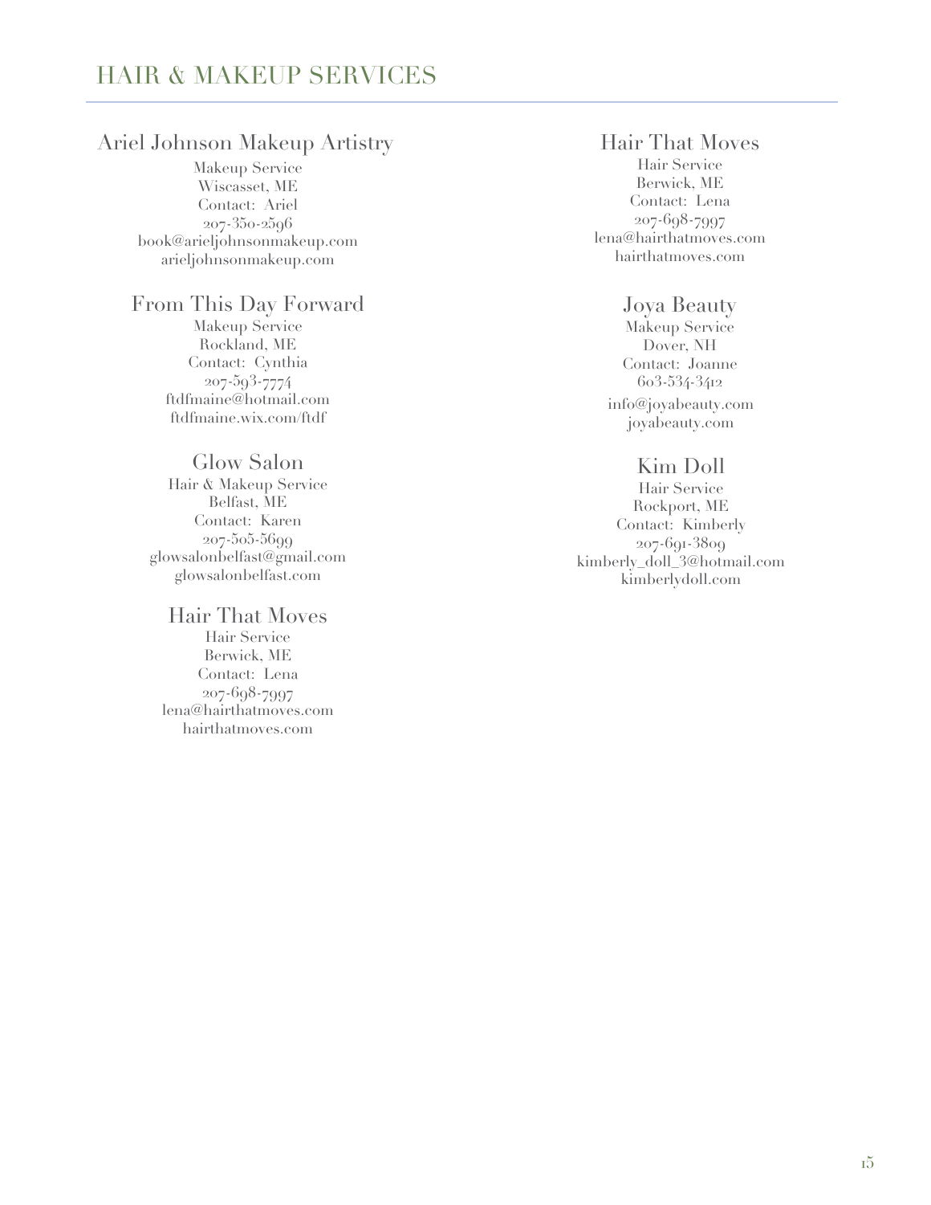# HAIR & MAKEUP SERVICES

## Ariel Johnson Makeup Artistry

Makeup Service
Wiscasset, ME
Contact: Ariel
207-350-2596
book@arieljohnsonmakeup.com
arieljohnsonmakeup.com

## From This Day Forward

Makeup Service
Rockland, ME
Contact: Cynthia
207-593-7774
ftdfmaine@hotmail.com
ftdfmaine.wix.com/ftdf

## Glow Salon

Hair & Makeup Service
Belfast, ME
Contact: Karen
207-505-5699
glowsalonbelfast@gmail.com
glowsalonbelfast.com

## Hair That Moves

Hair Service
Berwick, ME
Contact: Lena
207-698-7997
lena@hairthatmoves.com
hairthatmoves.com

## Hair That Moves

Hair Service
Berwick, ME
Contact: Lena
207-698-7997
lena@hairthatmoves.com
hairthatmoves.com

## Joya Beauty

Makeup Service
Dover, NH
Contact: Joanne
603-534-3412
info@joyabeauty.com
joyabeauty.com

## Kim Doll

Hair Service
Rockport, ME
Contact: Kimberly
207-691-3809
kimberly_doll_3@hotmail.com
kimberlydoll.com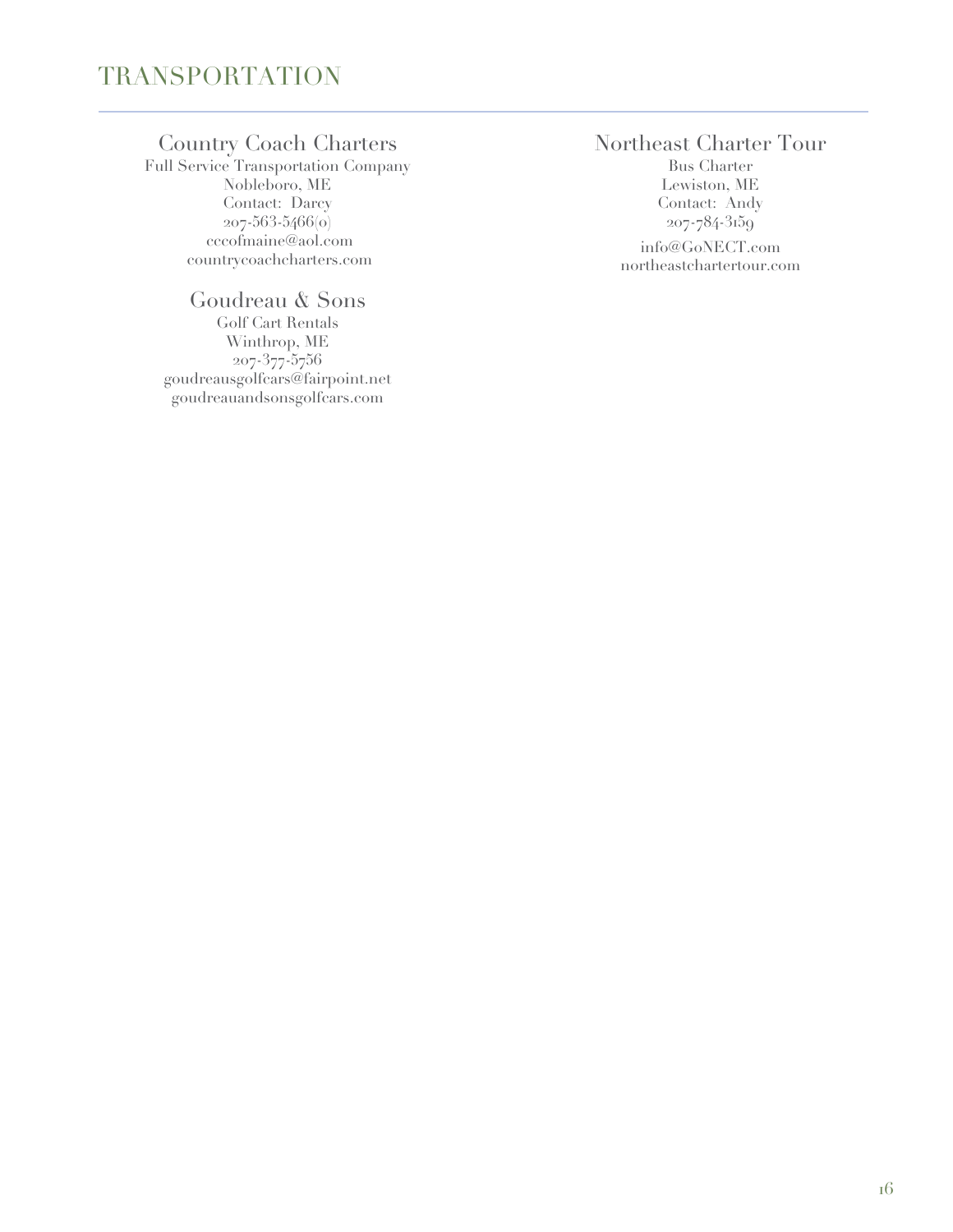# TRANSPORTATION

## Country Coach Charters

Full Service Transportation Company
Nobleboro, ME
Contact: Darcy
207-563-5466(o)
cccofmaine@aol.com
countrycoachcharters.com

## Goudreau & Sons

Golf Cart Rentals
Winthrop, ME
207-377-5756
goudreausgolfcars@fairpoint.net
goudreauandsonsgolfcars.com

## Northeast Charter Tour

Bus Charter
Lewiston, ME
Contact: Andy
207-784-3159
info@GoNECT.com
northeastchartertour.com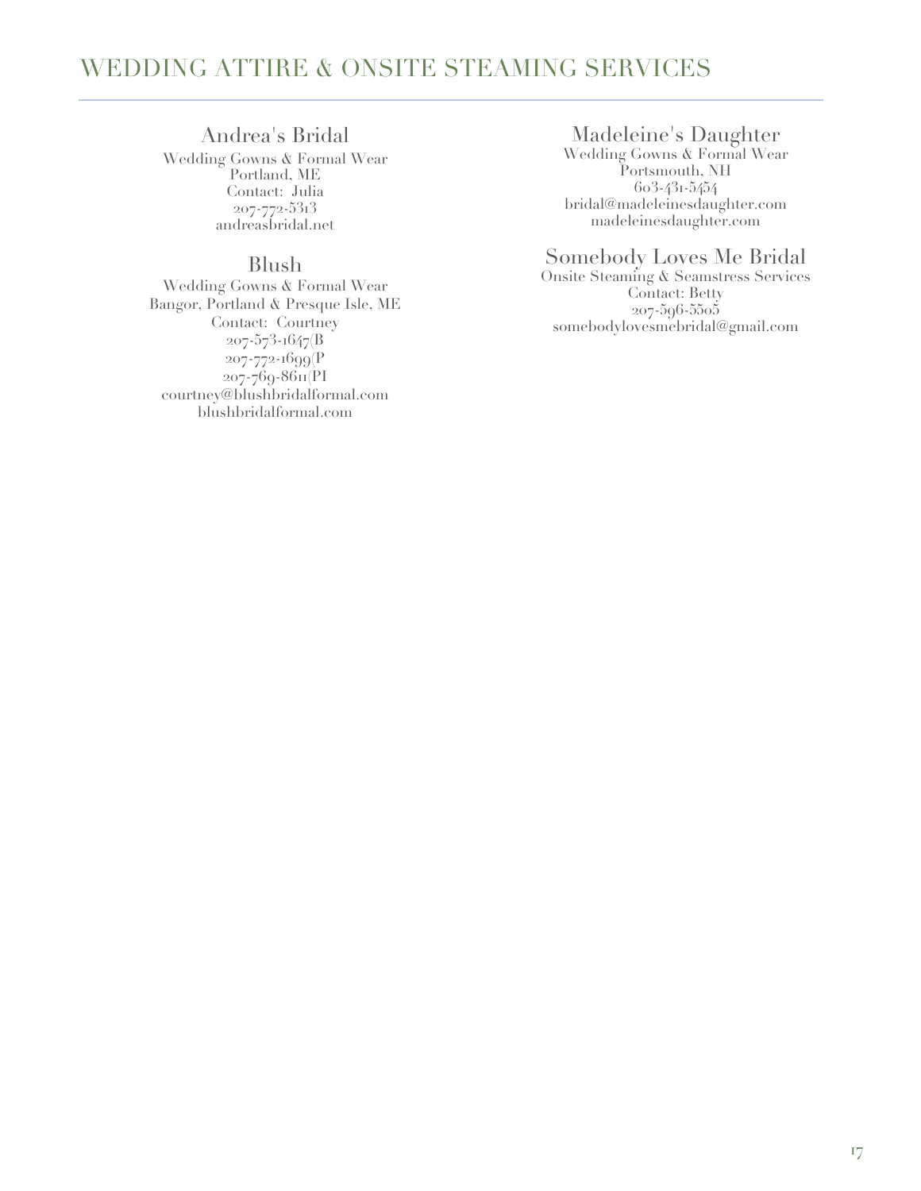# WEDDING ATTIRE & ONSITE STEAMING SERVICES

## Andrea's Bridal

Wedding Gowns & Formal Wear
Portland, ME
Contact: Julia
207-772-5313
andreasbridal.net

## Blush

Wedding Gowns & Formal Wear
Bangor, Portland & Presque Isle, ME
Contact: Courtney
207-573-1647(B
207-772-1699(P
207-769-8611(PI
courtney@blushbridalformal.com
blushbridalformal.com

## Madeleine's Daughter

Wedding Gowns & Formal Wear
Portsmouth, NH
603-431-5454
bridal@madeleinesdaughter.com
madeleinesdaughter.com

## Somebody Loves Me Bridal

Onsite Steaming & Seamstress Services
Contact: Betty
207-596-5505
somebodylovesmebridal@gmail.com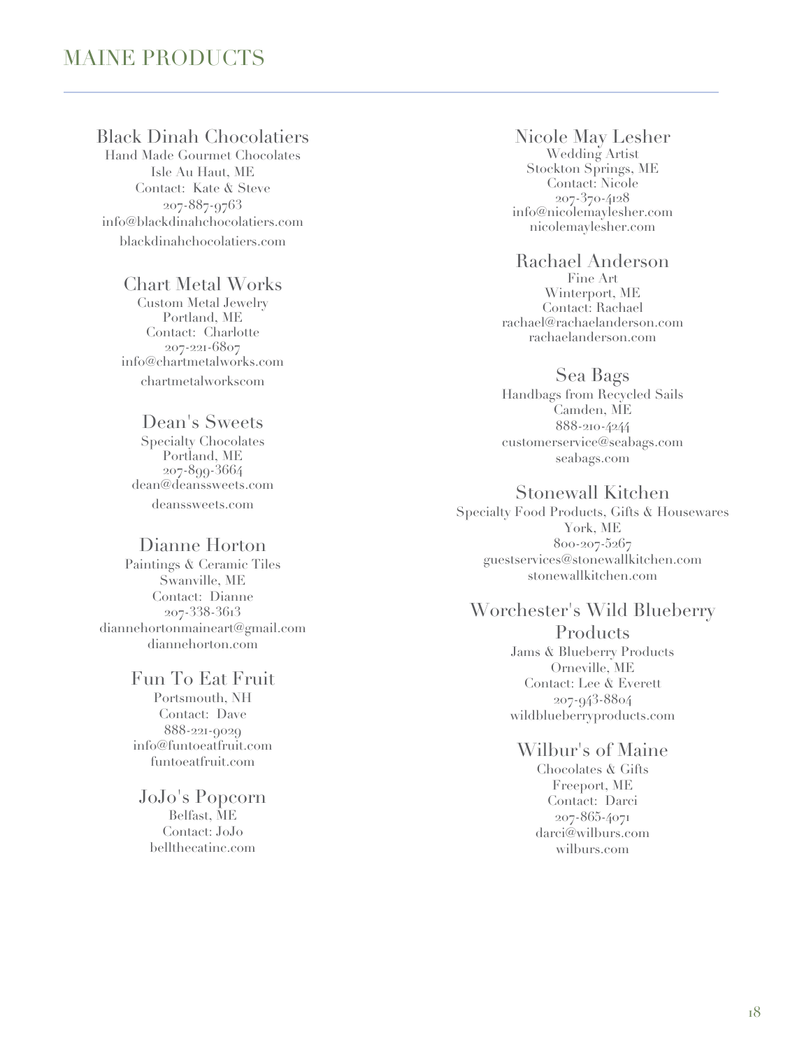# MAINE PRODUCTS

### Black Dinah Chocolatiers

Hand Made Gourmet Chocolates
Isle Au Haut, ME
Contact: Kate & Steve
207-887-9763
info@blackdinahchocolatiers.com
blackdinahchocolatiers.com

### Chart Metal Works

Custom Metal Jewelry
Portland, ME
Contact: Charlotte
207-221-6807
info@chartmetalworks.com
chartmetalworkscom

### Dean's Sweets

Specialty Chocolates
Portland, ME
207-899-3664
dean@deanssweets.com
deanssweets.com

### Dianne Horton

Paintings & Ceramic Tiles
Swanville, ME
Contact: Dianne
207-338-3613
diannehortonmaineart@gmail.com
diannehorton.com

### Fun To Eat Fruit

Portsmouth, NH
Contact: Dave
888-221-9029
info@funtoeatfruit.com
funtoeatfruit.com

### JoJo's Popcorn

Belfast, ME
Contact: JoJo
bellthecatinc.com

### Nicole May Lesher

Wedding Artist
Stockton Springs, ME
Contact: Nicole
207-370-4128
info@nicolemaylesher.com
nicolemaylesher.com

### Rachael Anderson

Fine Art
Winterport, ME
Contact: Rachael
rachael@rachaelanderson.com
rachaelanderson.com

### Sea Bags

Handbags from Recycled Sails
Camden, ME
888-210-4244
customerservice@seabags.com
seabags.com

### Stonewall Kitchen

Specialty Food Products, Gifts & Housewares
York, ME
800-207-5267
guestservices@stonewallkitchen.com
stonewallkitchen.com

### Worchester's Wild Blueberry Products

Jams & Blueberry Products
Orneville, ME
Contact: Lee & Everett
207-943-8804
wildblueberryproducts.com

### Wilbur's of Maine

Chocolates & Gifts
Freeport, ME
Contact: Darci
207-865-4071
darci@wilburs.com
wilburs.com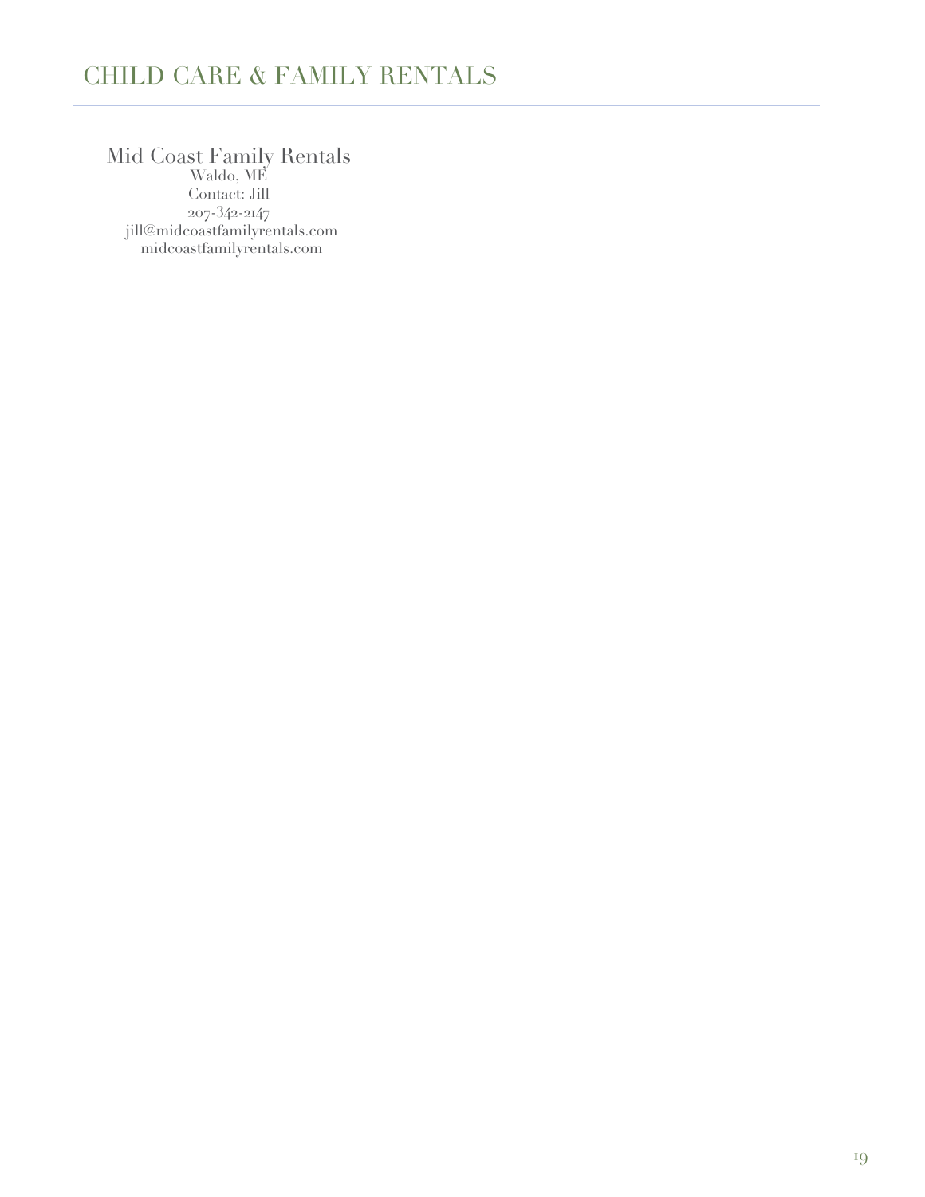# CHILD CARE & FAMILY RENTALS

### Mid Coast Family Rentals

Waldo, ME
Contact: Jill
207-342-2147
jill@midcoastfamilyrentals.com
midcoastfamilyrentals.com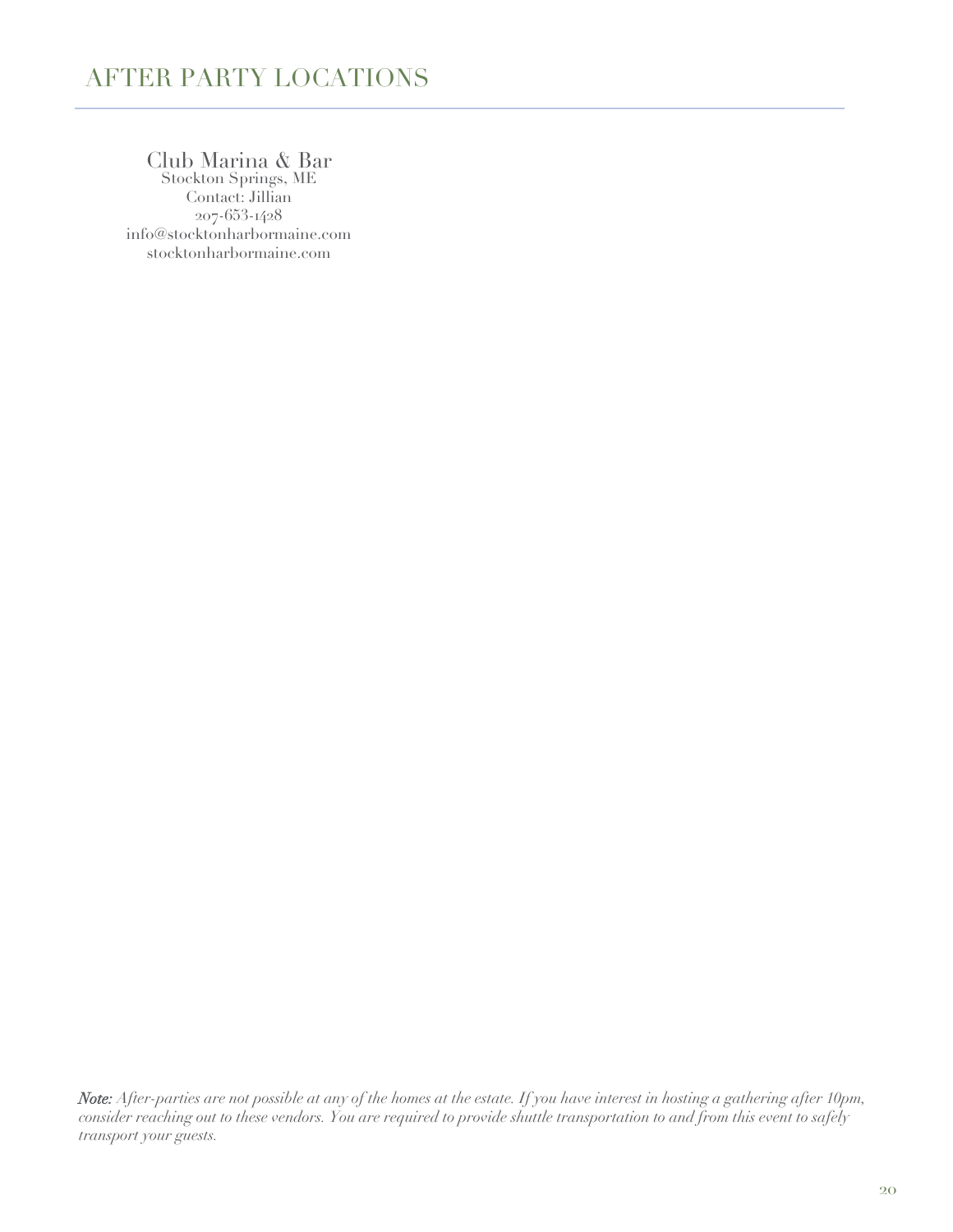# AFTER PARTY LOCATIONS

Club Marina & Bar
Stockton Springs, ME
Contact: Jillian
207-653-1428
info@stocktonharbormaine.com
stocktonharbormaine.com

***Note:*** *After-parties are not possible at any of the homes at the estate. If you have interest in hosting a gathering after 10pm, consider reaching out to these vendors. You are required to provide shuttle transportation to and from this event to safely transport your guests.*